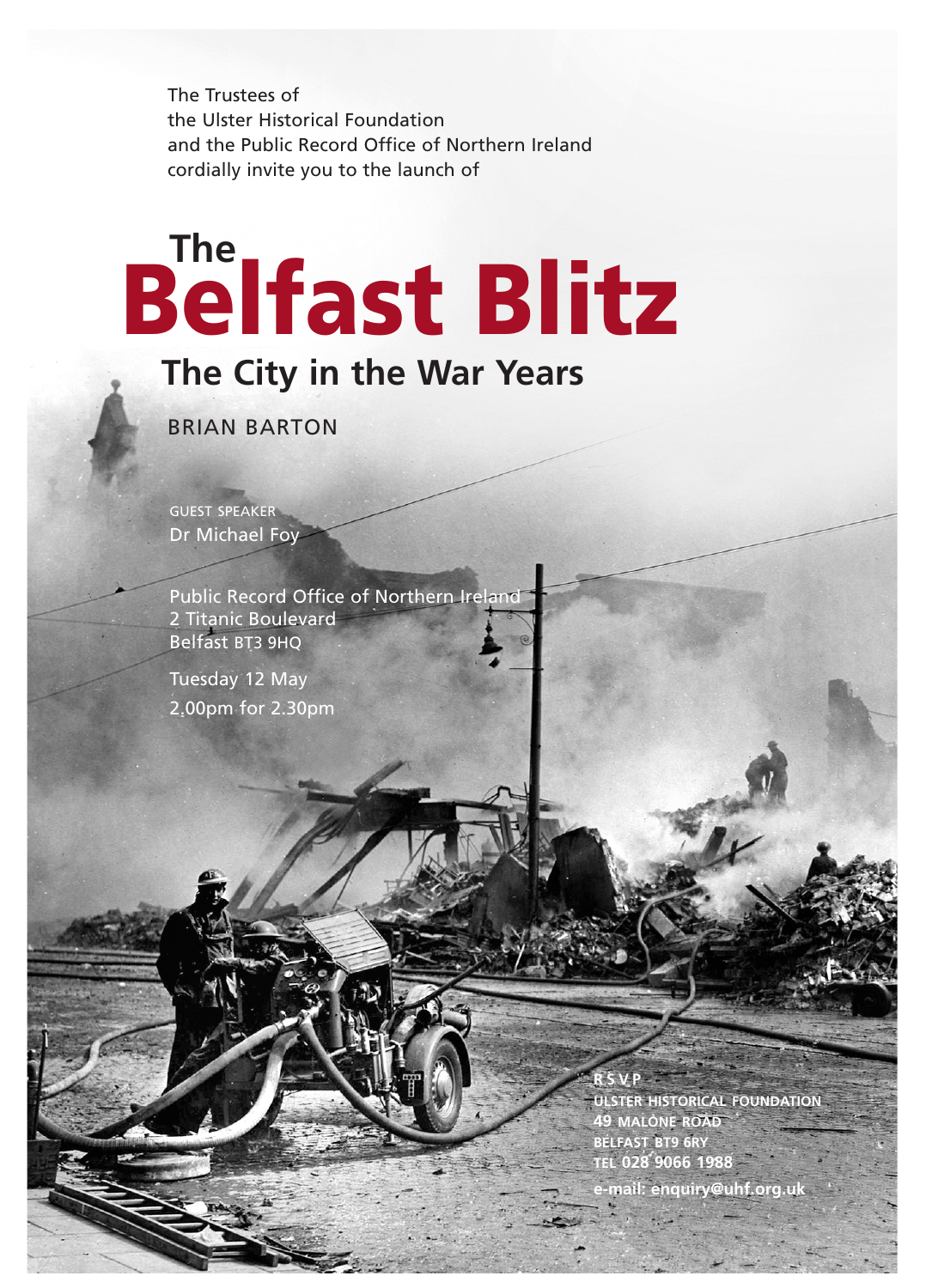The Trustees of
the Ulster Historical Foundation
and the Public Record Office of Northern Ireland
cordially invite you to the launch of

# The Belfast Blitz

## The City in the War Years

BRIAN BARTON

GUEST SPEAKER
Dr Michael Foy

Public Record Office of Northern Ireland
2 Titanic Boulevard
Belfast BT3 9HQ

Tuesday 12 May
2.00pm for 2.30pm

**RSVP**
**ULSTER HISTORICAL FOUNDATION**
**49 MALONE ROAD**
**BELFAST BT9 6RY**
**TEL 028 9066 1988**
**e-mail: enquiry@uhf.org.uk**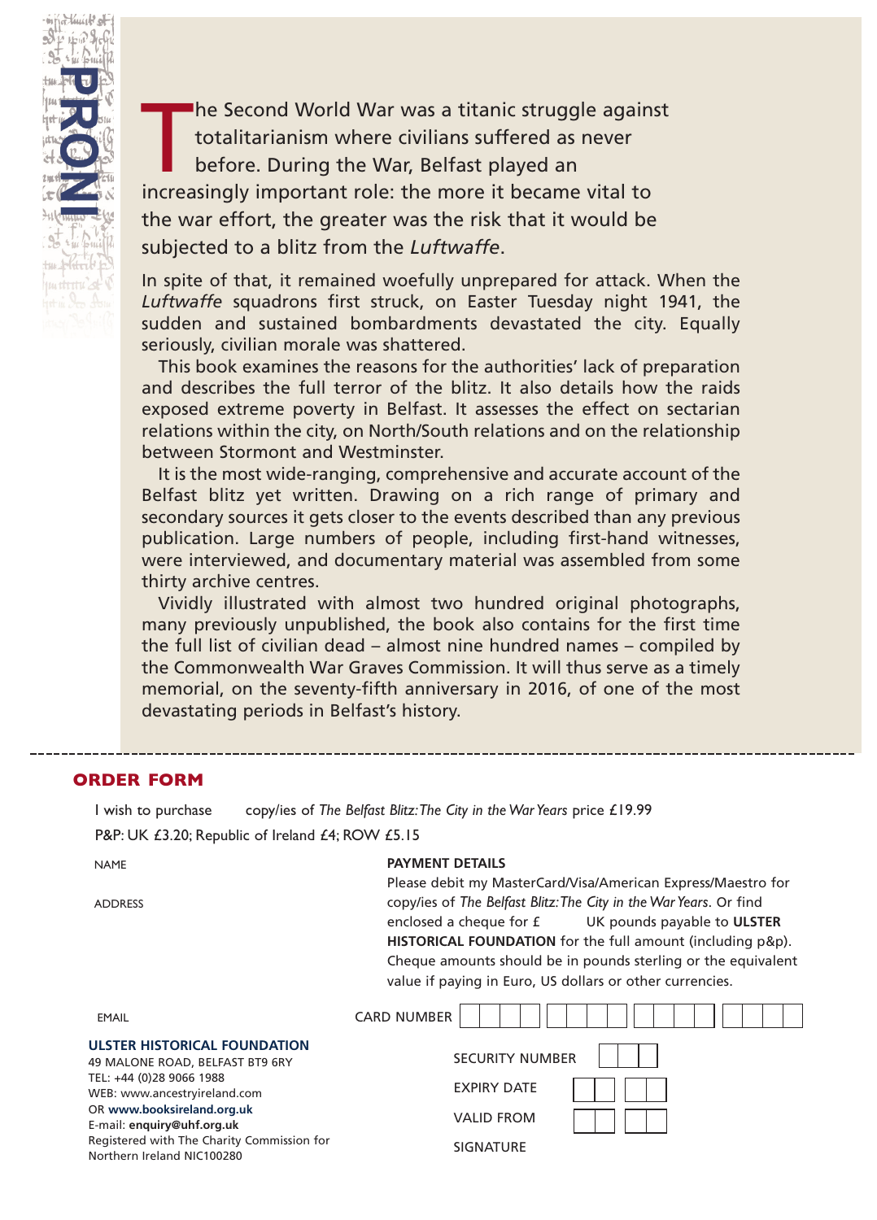PRONI

The Second World War was a titanic struggle against totalitarianism where civilians suffered as never before. During the War, Belfast played an increasingly important role: the more it became vital to the war effort, the greater was the risk that it would be subjected to a blitz from the *Luftwaffe*.

In spite of that, it remained woefully unprepared for attack. When the *Luftwaffe* squadrons first struck, on Easter Tuesday night 1941, the sudden and sustained bombardments devastated the city. Equally seriously, civilian morale was shattered.

This book examines the reasons for the authorities' lack of preparation and describes the full terror of the blitz. It also details how the raids exposed extreme poverty in Belfast. It assesses the effect on sectarian relations within the city, on North/South relations and on the relationship between Stormont and Westminster.

It is the most wide-ranging, comprehensive and accurate account of the Belfast blitz yet written. Drawing on a rich range of primary and secondary sources it gets closer to the events described than any previous publication. Large numbers of people, including first-hand witnesses, were interviewed, and documentary material was assembled from some thirty archive centres.

Vividly illustrated with almost two hundred original photographs, many previously unpublished, the book also contains for the first time the full list of civilian dead – almost nine hundred names – compiled by the Commonwealth War Graves Commission. It will thus serve as a timely memorial, on the seventy-fifth anniversary in 2016, of one of the most devastating periods in Belfast's history.

## ORDER FORM

I wish to purchase copy/ies of *The Belfast Blitz: The City in the War Years* price £19.99

P&P: UK £3.20; Republic of Ireland £4; ROW £5.15

NAME

ADDRESS

EMAIL

**PAYMENT DETAILS**

Please debit my MasterCard/Visa/American Express/Maestro for copy/ies of *The Belfast Blitz: The City in the War Years*. Or find enclosed a cheque for £ UK pounds payable to **ULSTER HISTORICAL FOUNDATION** for the full amount (including p&p). Cheque amounts should be in pounds sterling or the equivalent value if paying in Euro, US dollars or other currencies.

CARD NUMBER

SECURITY NUMBER

EXPIRY DATE

VALID FROM

SIGNATURE

**ULSTER HISTORICAL FOUNDATION**
49 MALONE ROAD, BELFAST BT9 6RY
TEL: +44 (0)28 9066 1988
WEB: www.ancestryireland.com
OR **www.booksireland.org.uk**
E-mail: **enquiry@uhf.org.uk**
Registered with The Charity Commission for Northern Ireland NIC100280